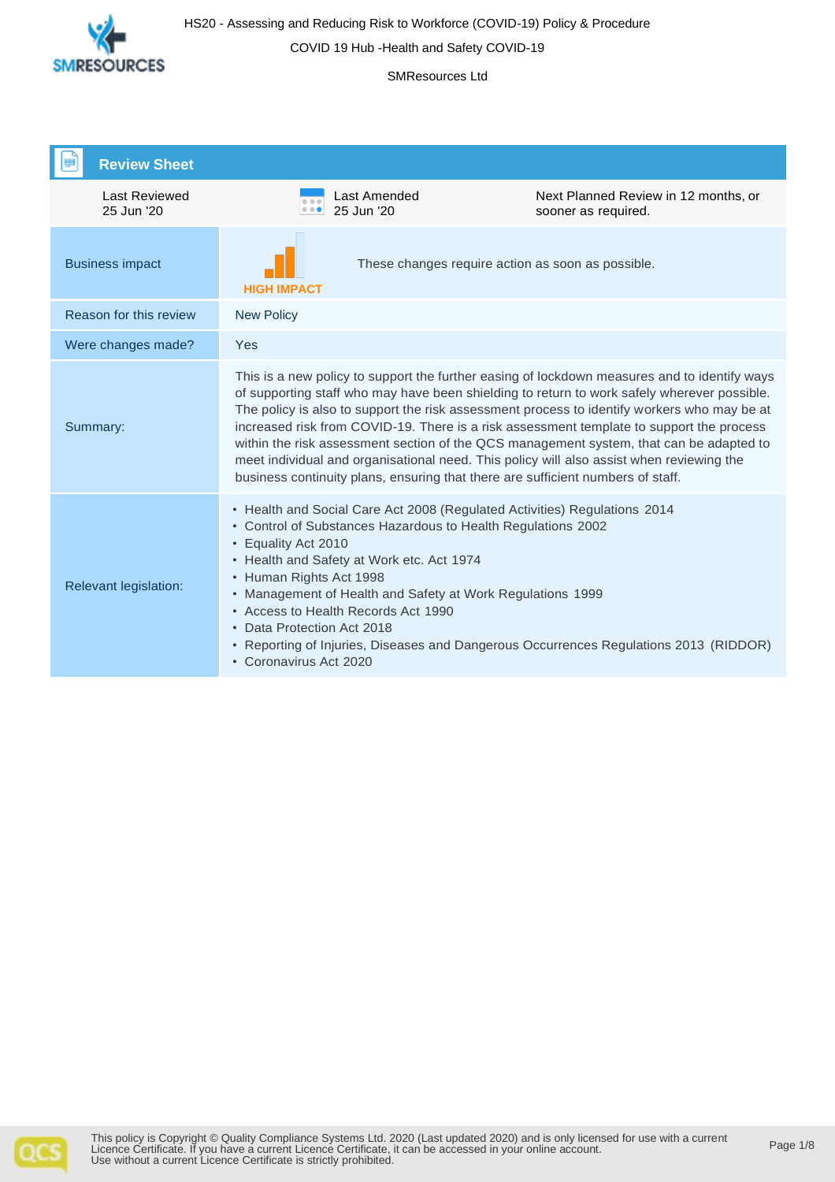# HS20 - Assessing and Reducing Risk to Workforce (COVID-19) Policy & Procedure

COVID 19 Hub -Health and Safety COVID-19

SMResources Ltd

## Review Sheet

| Last Reviewed | Last Amended | Next Planned Review in 12 months, or sooner as required. |
|---|---|---|
| 25 Jun '20 | 25 Jun '20 | |

| | |
|---|---|
| Business impact | **HIGH IMPACT** — These changes require action as soon as possible. |
| Reason for this review | New Policy |
| Were changes made? | Yes |
| Summary: | This is a new policy to support the further easing of lockdown measures and to identify ways of supporting staff who may have been shielding to return to work safely wherever possible. The policy is also to support the risk assessment process to identify workers who may be at increased risk from COVID-19. There is a risk assessment template to support the process within the risk assessment section of the QCS management system, that can be adapted to meet individual and organisational need. This policy will also assist when reviewing the business continuity plans, ensuring that there are sufficient numbers of staff. |
| Relevant legislation: | • Health and Social Care Act 2008 (Regulated Activities) Regulations 2014<br>• Control of Substances Hazardous to Health Regulations 2002<br>• Equality Act 2010<br>• Health and Safety at Work etc. Act 1974<br>• Human Rights Act 1998<br>• Management of Health and Safety at Work Regulations 1999<br>• Access to Health Records Act 1990<br>• Data Protection Act 2018<br>• Reporting of Injuries, Diseases and Dangerous Occurrences Regulations 2013 (RIDDOR)<br>• Coronavirus Act 2020 |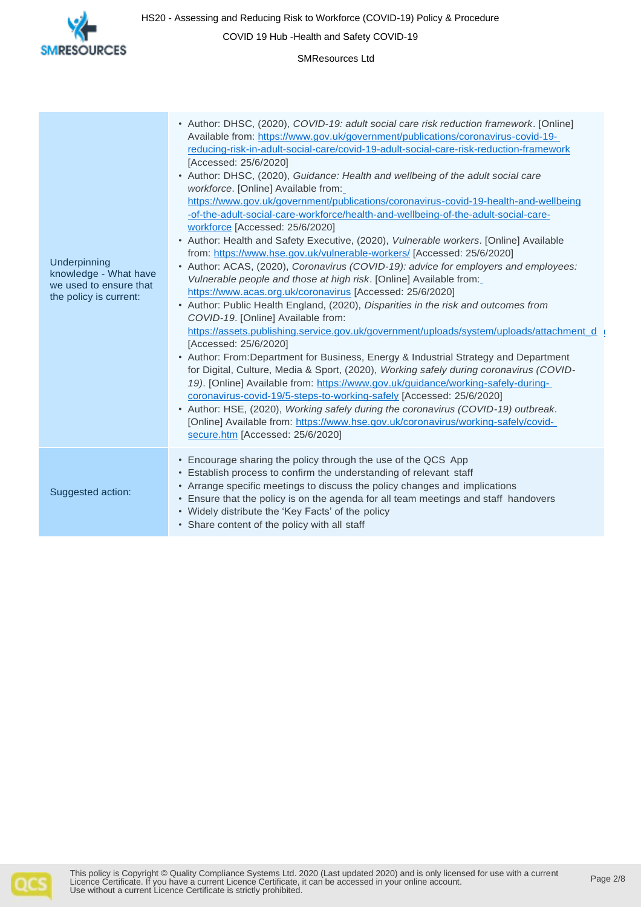| | |
|---|---|
| Underpinning knowledge - What have we used to ensure that the policy is current: | • Author: DHSC, (2020), *COVID-19: adult social care risk reduction framework*. [Online] Available from: https://www.gov.uk/government/publications/coronavirus-covid-19-reducing-risk-in-adult-social-care/covid-19-adult-social-care-risk-reduction-framework [Accessed: 25/6/2020]<br>• Author: DHSC, (2020), *Guidance: Health and wellbeing of the adult social care workforce*. [Online] Available from: https://www.gov.uk/government/publications/coronavirus-covid-19-health-and-wellbeing-of-the-adult-social-care-workforce/health-and-wellbeing-of-the-adult-social-care-workforce [Accessed: 25/6/2020]<br>• Author: Health and Safety Executive, (2020), *Vulnerable workers*. [Online] Available from: https://www.hse.gov.uk/vulnerable-workers/ [Accessed: 25/6/2020]<br>• Author: ACAS, (2020), *Coronavirus (COVID-19): advice for employers and employees: Vulnerable people and those at high risk*. [Online] Available from: https://www.acas.org.uk/coronavirus [Accessed: 25/6/2020]<br>• Author: Public Health England, (2020), *Disparities in the risk and outcomes from COVID-19*. [Online] Available from: https://assets.publishing.service.gov.uk/government/uploads/system/uploads/attachment_d [Accessed: 25/6/2020]<br>• Author: From:Department for Business, Energy & Industrial Strategy and Department for Digital, Culture, Media & Sport, (2020), *Working safely during coronavirus (COVID-19)*. [Online] Available from: https://www.gov.uk/guidance/working-safely-during-coronavirus-covid-19/5-steps-to-working-safely [Accessed: 25/6/2020]<br>• Author: HSE, (2020), *Working safely during the coronavirus (COVID-19) outbreak*. [Online] Available from: https://www.hse.gov.uk/coronavirus/working-safely/covid-secure.htm [Accessed: 25/6/2020] |
| Suggested action: | • Encourage sharing the policy through the use of the QCS App<br>• Establish process to confirm the understanding of relevant staff<br>• Arrange specific meetings to discuss the policy changes and implications<br>• Ensure that the policy is on the agenda for all team meetings and staff handovers<br>• Widely distribute the 'Key Facts' of the policy<br>• Share content of the policy with all staff |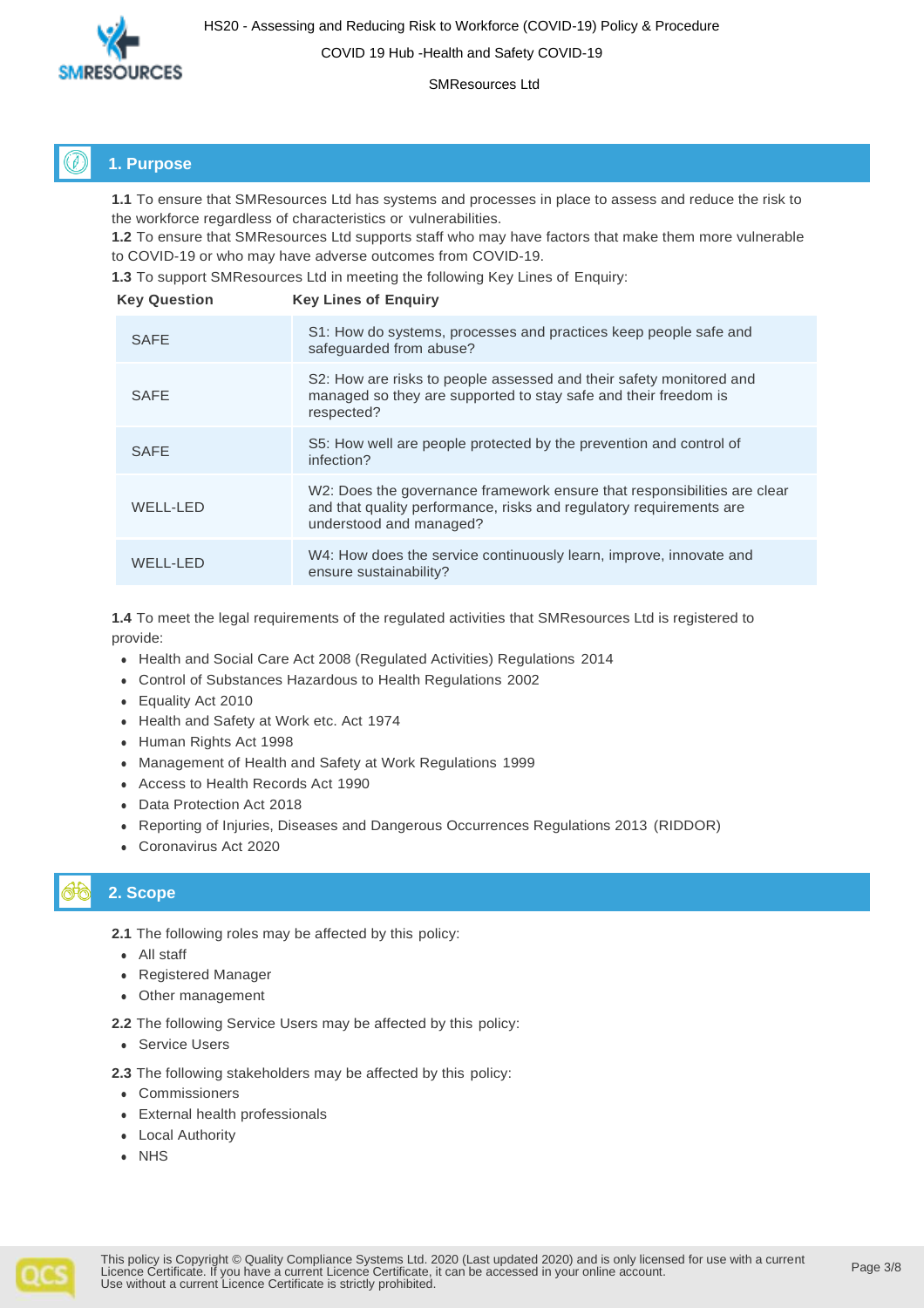## 1. Purpose

**1.1** To ensure that SMResources Ltd has systems and processes in place to assess and reduce the risk to the workforce regardless of characteristics or vulnerabilities.
**1.2** To ensure that SMResources Ltd supports staff who may have factors that make them more vulnerable to COVID-19 or who may have adverse outcomes from COVID-19.
**1.3** To support SMResources Ltd in meeting the following Key Lines of Enquiry:

| Key Question | Key Lines of Enquiry |
|---|---|
| SAFE | S1: How do systems, processes and practices keep people safe and safeguarded from abuse? |
| SAFE | S2: How are risks to people assessed and their safety monitored and managed so they are supported to stay safe and their freedom is respected? |
| SAFE | S5: How well are people protected by the prevention and control of infection? |
| WELL-LED | W2: Does the governance framework ensure that responsibilities are clear and that quality performance, risks and regulatory requirements are understood and managed? |
| WELL-LED | W4: How does the service continuously learn, improve, innovate and ensure sustainability? |

**1.4** To meet the legal requirements of the regulated activities that SMResources Ltd is registered to provide:

- Health and Social Care Act 2008 (Regulated Activities) Regulations 2014
- Control of Substances Hazardous to Health Regulations 2002
- Equality Act 2010
- Health and Safety at Work etc. Act 1974
- Human Rights Act 1998
- Management of Health and Safety at Work Regulations 1999
- Access to Health Records Act 1990
- Data Protection Act 2018
- Reporting of Injuries, Diseases and Dangerous Occurrences Regulations 2013 (RIDDOR)
- Coronavirus Act 2020

## 2. Scope

**2.1** The following roles may be affected by this policy:

- All staff
- Registered Manager
- Other management

**2.2** The following Service Users may be affected by this policy:

- Service Users

**2.3** The following stakeholders may be affected by this policy:

- Commissioners
- External health professionals
- Local Authority
- NHS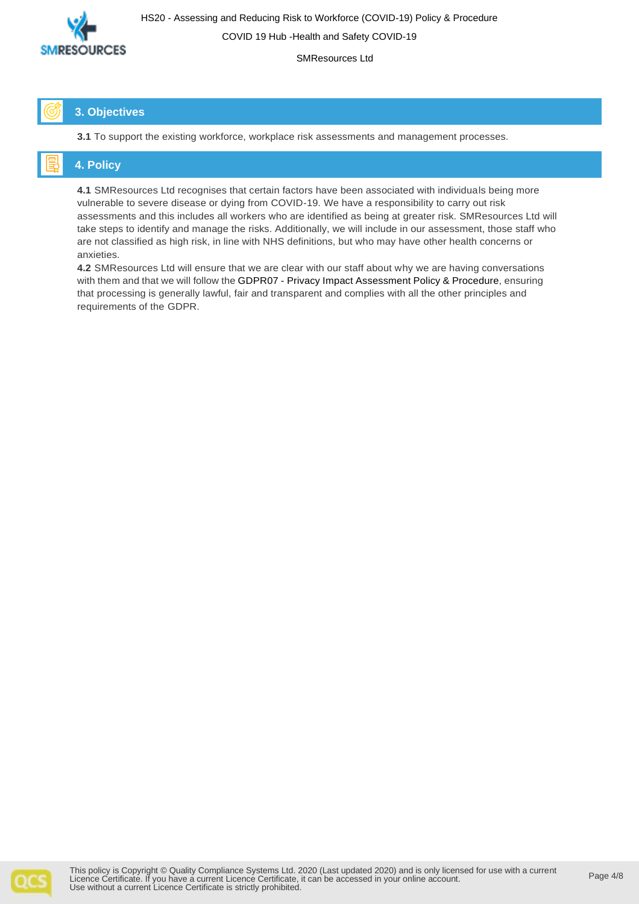## 3. Objectives

**3.1** To support the existing workforce, workplace risk assessments and management processes.

## 4. Policy

**4.1** SMResources Ltd recognises that certain factors have been associated with individuals being more vulnerable to severe disease or dying from COVID-19. We have a responsibility to carry out risk assessments and this includes all workers who are identified as being at greater risk. SMResources Ltd will take steps to identify and manage the risks. Additionally, we will include in our assessment, those staff who are not classified as high risk, in line with NHS definitions, but who may have other health concerns or anxieties.

**4.2** SMResources Ltd will ensure that we are clear with our staff about why we are having conversations with them and that we will follow the GDPR07 - Privacy Impact Assessment Policy & Procedure, ensuring that processing is generally lawful, fair and transparent and complies with all the other principles and requirements of the GDPR.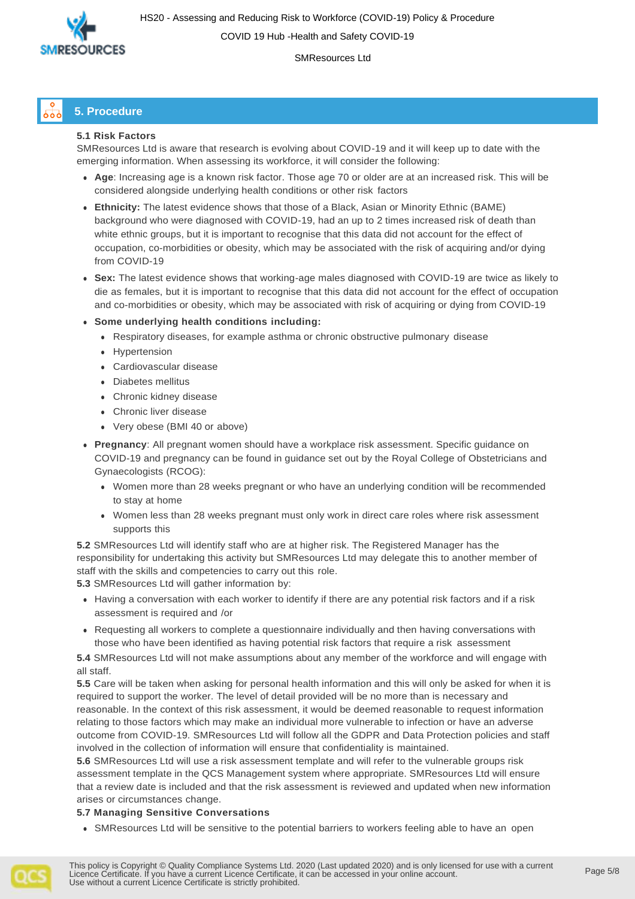## 5. Procedure

**5.1 Risk Factors**

SMResources Ltd is aware that research is evolving about COVID-19 and it will keep up to date with the emerging information. When assessing its workforce, it will consider the following:

- **Age**: Increasing age is a known risk factor. Those age 70 or older are at an increased risk. This will be considered alongside underlying health conditions or other risk factors
- **Ethnicity:** The latest evidence shows that those of a Black, Asian or Minority Ethnic (BAME) background who were diagnosed with COVID-19, had an up to 2 times increased risk of death than white ethnic groups, but it is important to recognise that this data did not account for the effect of occupation, co-morbidities or obesity, which may be associated with the risk of acquiring and/or dying from COVID-19
- **Sex:** The latest evidence shows that working-age males diagnosed with COVID-19 are twice as likely to die as females, but it is important to recognise that this data did not account for the effect of occupation and co-morbidities or obesity, which may be associated with risk of acquiring or dying from COVID-19
- **Some underlying health conditions including:**
  - Respiratory diseases, for example asthma or chronic obstructive pulmonary disease
  - Hypertension
  - Cardiovascular disease
  - Diabetes mellitus
  - Chronic kidney disease
  - Chronic liver disease
  - Very obese (BMI 40 or above)
- **Pregnancy**: All pregnant women should have a workplace risk assessment. Specific guidance on COVID-19 and pregnancy can be found in guidance set out by the Royal College of Obstetricians and Gynaecologists (RCOG):
  - Women more than 28 weeks pregnant or who have an underlying condition will be recommended to stay at home
  - Women less than 28 weeks pregnant must only work in direct care roles where risk assessment supports this

**5.2** SMResources Ltd will identify staff who are at higher risk. The Registered Manager has the responsibility for undertaking this activity but SMResources Ltd may delegate this to another member of staff with the skills and competencies to carry out this role.

**5.3** SMResources Ltd will gather information by:

- Having a conversation with each worker to identify if there are any potential risk factors and if a risk assessment is required and /or
- Requesting all workers to complete a questionnaire individually and then having conversations with those who have been identified as having potential risk factors that require a risk assessment

**5.4** SMResources Ltd will not make assumptions about any member of the workforce and will engage with all staff.

**5.5** Care will be taken when asking for personal health information and this will only be asked for when it is required to support the worker. The level of detail provided will be no more than is necessary and reasonable. In the context of this risk assessment, it would be deemed reasonable to request information relating to those factors which may make an individual more vulnerable to infection or have an adverse outcome from COVID-19. SMResources Ltd will follow all the GDPR and Data Protection policies and staff involved in the collection of information will ensure that confidentiality is maintained.

**5.6** SMResources Ltd will use a risk assessment template and will refer to the vulnerable groups risk assessment template in the QCS Management system where appropriate. SMResources Ltd will ensure that a review date is included and that the risk assessment is reviewed and updated when new information arises or circumstances change.

**5.7 Managing Sensitive Conversations**

- SMResources Ltd will be sensitive to the potential barriers to workers feeling able to have an open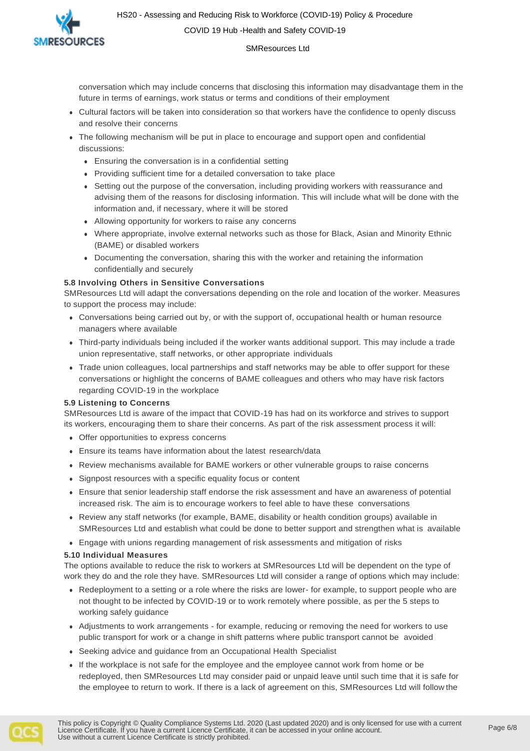conversation which may include concerns that disclosing this information may disadvantage them in the future in terms of earnings, work status or terms and conditions of their employment

- Cultural factors will be taken into consideration so that workers have the confidence to openly discuss and resolve their concerns
- The following mechanism will be put in place to encourage and support open and confidential discussions:
  - Ensuring the conversation is in a confidential setting
  - Providing sufficient time for a detailed conversation to take place
  - Setting out the purpose of the conversation, including providing workers with reassurance and advising them of the reasons for disclosing information. This will include what will be done with the information and, if necessary, where it will be stored
  - Allowing opportunity for workers to raise any concerns
  - Where appropriate, involve external networks such as those for Black, Asian and Minority Ethnic (BAME) or disabled workers
  - Documenting the conversation, sharing this with the worker and retaining the information confidentially and securely

**5.8 Involving Others in Sensitive Conversations**

SMResources Ltd will adapt the conversations depending on the role and location of the worker. Measures to support the process may include:

- Conversations being carried out by, or with the support of, occupational health or human resource managers where available
- Third-party individuals being included if the worker wants additional support. This may include a trade union representative, staff networks, or other appropriate individuals
- Trade union colleagues, local partnerships and staff networks may be able to offer support for these conversations or highlight the concerns of BAME colleagues and others who may have risk factors regarding COVID-19 in the workplace

**5.9 Listening to Concerns**

SMResources Ltd is aware of the impact that COVID-19 has had on its workforce and strives to support its workers, encouraging them to share their concerns. As part of the risk assessment process it will:

- Offer opportunities to express concerns
- Ensure its teams have information about the latest research/data
- Review mechanisms available for BAME workers or other vulnerable groups to raise concerns
- Signpost resources with a specific equality focus or content
- Ensure that senior leadership staff endorse the risk assessment and have an awareness of potential increased risk. The aim is to encourage workers to feel able to have these conversations
- Review any staff networks (for example, BAME, disability or health condition groups) available in SMResources Ltd and establish what could be done to better support and strengthen what is available
- Engage with unions regarding management of risk assessments and mitigation of risks

**5.10 Individual Measures**

The options available to reduce the risk to workers at SMResources Ltd will be dependent on the type of work they do and the role they have. SMResources Ltd will consider a range of options which may include:

- Redeployment to a setting or a role where the risks are lower- for example, to support people who are not thought to be infected by COVID-19 or to work remotely where possible, as per the 5 steps to working safely guidance
- Adjustments to work arrangements - for example, reducing or removing the need for workers to use public transport for work or a change in shift patterns where public transport cannot be avoided
- Seeking advice and guidance from an Occupational Health Specialist
- If the workplace is not safe for the employee and the employee cannot work from home or be redeployed, then SMResources Ltd may consider paid or unpaid leave until such time that it is safe for the employee to return to work. If there is a lack of agreement on this, SMResources Ltd will follow the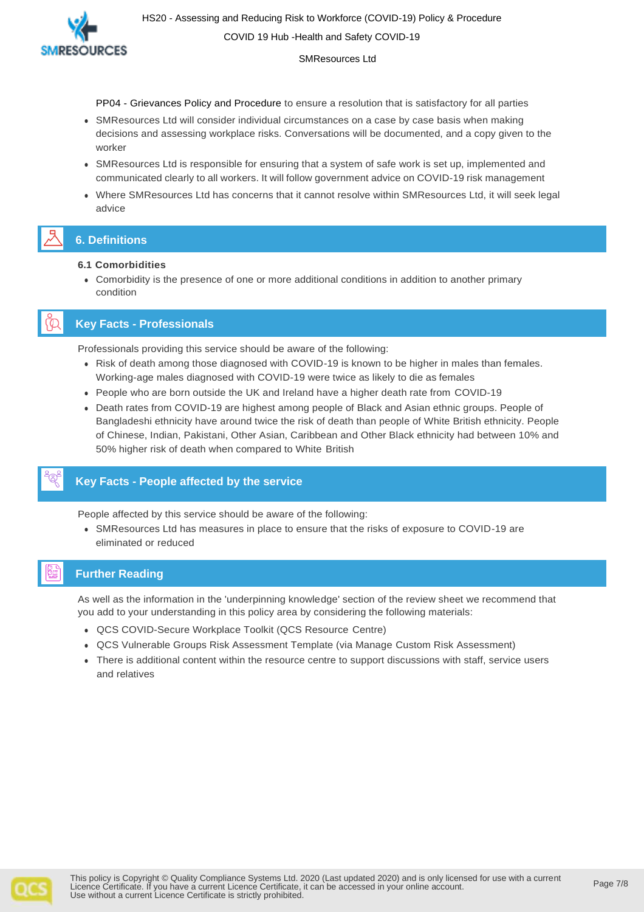PP04 - Grievances Policy and Procedure to ensure a resolution that is satisfactory for all parties

- SMResources Ltd will consider individual circumstances on a case by case basis when making decisions and assessing workplace risks. Conversations will be documented, and a copy given to the worker
- SMResources Ltd is responsible for ensuring that a system of safe work is set up, implemented and communicated clearly to all workers. It will follow government advice on COVID-19 risk management
- Where SMResources Ltd has concerns that it cannot resolve within SMResources Ltd, it will seek legal advice

## 6. Definitions

### 6.1 Comorbidities

- Comorbidity is the presence of one or more additional conditions in addition to another primary condition

## Key Facts - Professionals

Professionals providing this service should be aware of the following:

- Risk of death among those diagnosed with COVID-19 is known to be higher in males than females. Working-age males diagnosed with COVID-19 were twice as likely to die as females
- People who are born outside the UK and Ireland have a higher death rate from COVID-19
- Death rates from COVID-19 are highest among people of Black and Asian ethnic groups. People of Bangladeshi ethnicity have around twice the risk of death than people of White British ethnicity. People of Chinese, Indian, Pakistani, Other Asian, Caribbean and Other Black ethnicity had between 10% and 50% higher risk of death when compared to White British

## Key Facts - People affected by the service

People affected by this service should be aware of the following:

- SMResources Ltd has measures in place to ensure that the risks of exposure to COVID-19 are eliminated or reduced

## Further Reading

As well as the information in the 'underpinning knowledge' section of the review sheet we recommend that you add to your understanding in this policy area by considering the following materials:

- QCS COVID-Secure Workplace Toolkit (QCS Resource Centre)
- QCS Vulnerable Groups Risk Assessment Template (via Manage Custom Risk Assessment)
- There is additional content within the resource centre to support discussions with staff, service users and relatives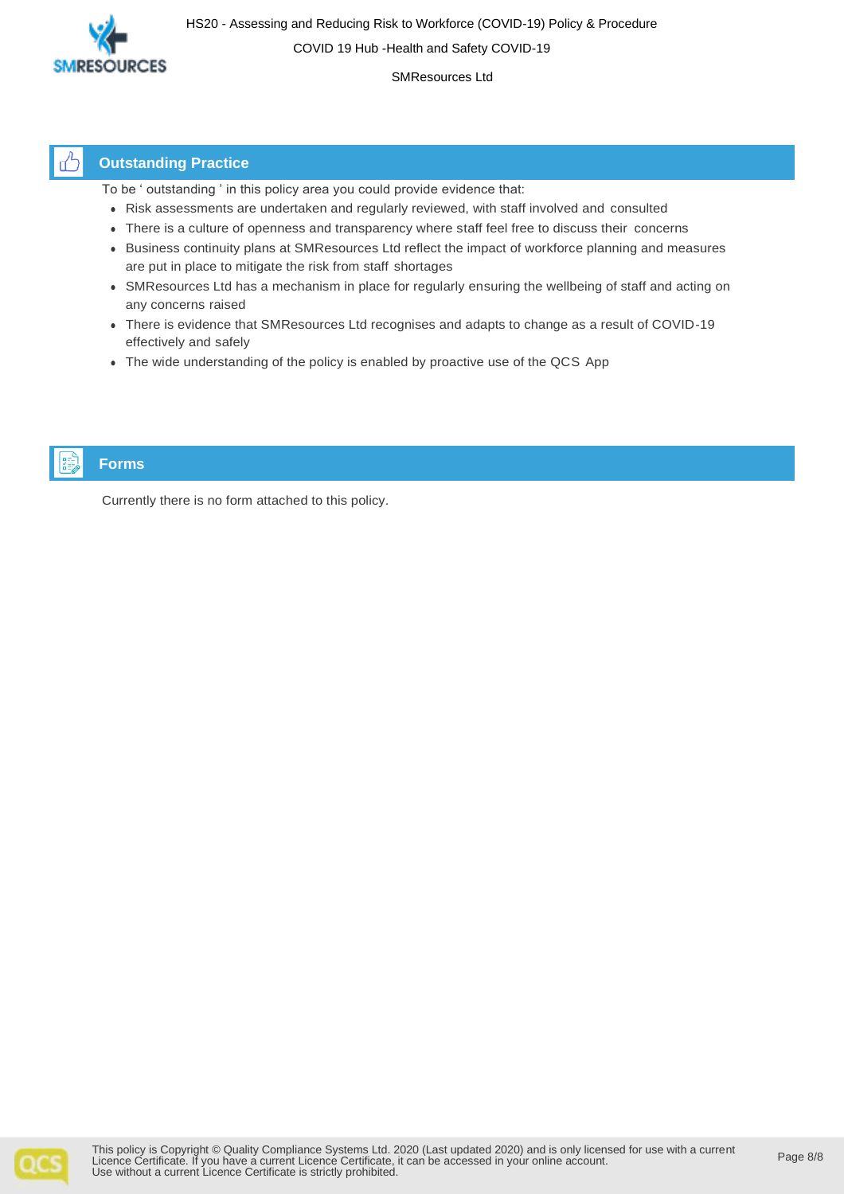## Outstanding Practice

To be ' outstanding ' in this policy area you could provide evidence that:

- Risk assessments are undertaken and regularly reviewed, with staff involved and consulted
- There is a culture of openness and transparency where staff feel free to discuss their concerns
- Business continuity plans at SMResources Ltd reflect the impact of workforce planning and measures are put in place to mitigate the risk from staff shortages
- SMResources Ltd has a mechanism in place for regularly ensuring the wellbeing of staff and acting on any concerns raised
- There is evidence that SMResources Ltd recognises and adapts to change as a result of COVID-19 effectively and safely
- The wide understanding of the policy is enabled by proactive use of the QCS App

## Forms

Currently there is no form attached to this policy.